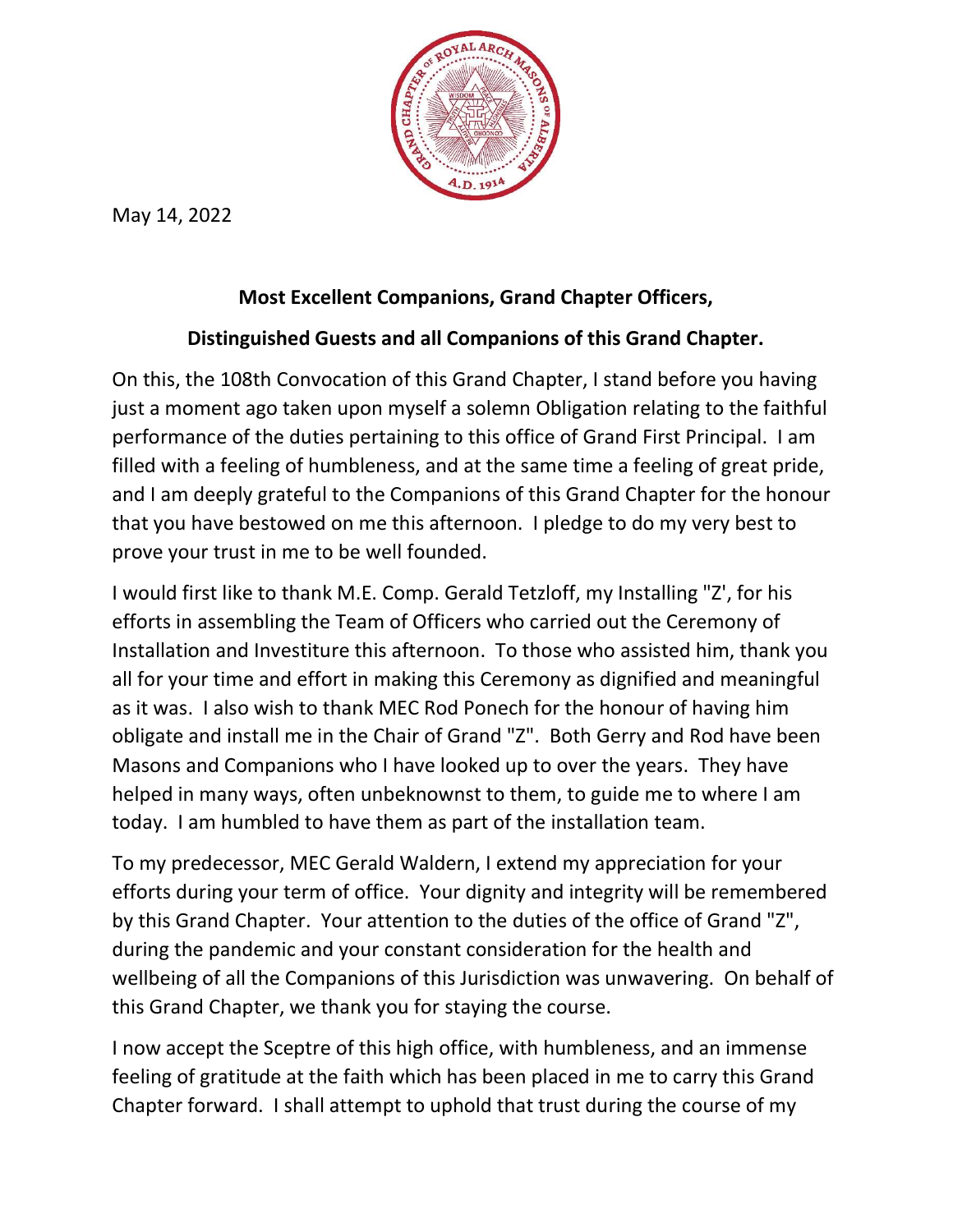May 14, 2022

**Most Excellent Companions, Grand Chapter Officers,**

**Distinguished Guests and all Companions of this Grand Chapter.**

On this, the 108th Convocation of this Grand Chapter, I stand before you having just a moment ago taken upon myself a solemn Obligation relating to the faithful performance of the duties pertaining to this office of Grand First Principal. I am filled with a feeling of humbleness, and at the same time a feeling of great pride, and I am deeply grateful to the Companions of this Grand Chapter for the honour that you have bestowed on me this afternoon. I pledge to do my very best to prove your trust in me to be well founded.

I would first like to thank M.E. Comp. Gerald Tetzloff, my Installing "Z', for his efforts in assembling the Team of Officers who carried out the Ceremony of Installation and Investiture this afternoon. To those who assisted him, thank you all for your time and effort in making this Ceremony as dignified and meaningful as it was. I also wish to thank MEC Rod Ponech for the honour of having him obligate and install me in the Chair of Grand "Z". Both Gerry and Rod have been Masons and Companions who I have looked up to over the years. They have helped in many ways, often unbeknownst to them, to guide me to where I am today. I am humbled to have them as part of the installation team.

To my predecessor, MEC Gerald Waldern, I extend my appreciation for your efforts during your term of office. Your dignity and integrity will be remembered by this Grand Chapter. Your attention to the duties of the office of Grand "Z", during the pandemic and your constant consideration for the health and wellbeing of all the Companions of this Jurisdiction was unwavering. On behalf of this Grand Chapter, we thank you for staying the course.

I now accept the Sceptre of this high office, with humbleness, and an immense feeling of gratitude at the faith which has been placed in me to carry this Grand Chapter forward. I shall attempt to uphold that trust during the course of my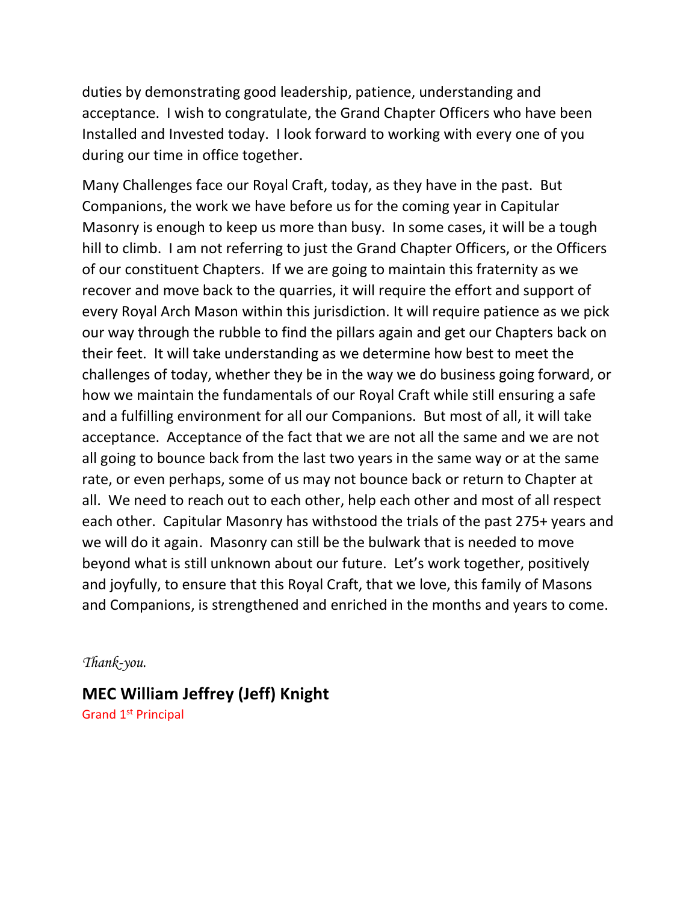duties by demonstrating good leadership, patience, understanding and acceptance. I wish to congratulate, the Grand Chapter Officers who have been Installed and Invested today. I look forward to working with every one of you during our time in office together.

Many Challenges face our Royal Craft, today, as they have in the past. But Companions, the work we have before us for the coming year in Capitular Masonry is enough to keep us more than busy. In some cases, it will be a tough hill to climb. I am not referring to just the Grand Chapter Officers, or the Officers of our constituent Chapters. If we are going to maintain this fraternity as we recover and move back to the quarries, it will require the effort and support of every Royal Arch Mason within this jurisdiction. It will require patience as we pick our way through the rubble to find the pillars again and get our Chapters back on their feet. It will take understanding as we determine how best to meet the challenges of today, whether they be in the way we do business going forward, or how we maintain the fundamentals of our Royal Craft while still ensuring a safe and a fulfilling environment for all our Companions. But most of all, it will take acceptance. Acceptance of the fact that we are not all the same and we are not all going to bounce back from the last two years in the same way or at the same rate, or even perhaps, some of us may not bounce back or return to Chapter at all. We need to reach out to each other, help each other and most of all respect each other. Capitular Masonry has withstood the trials of the past 275+ years and we will do it again. Masonry can still be the bulwark that is needed to move beyond what is still unknown about our future. Let's work together, positively and joyfully, to ensure that this Royal Craft, that we love, this family of Masons and Companions, is strengthened and enriched in the months and years to come.

*Thank-you.*

**MEC William Jeffrey (Jeff) Knight**

Grand 1st Principal